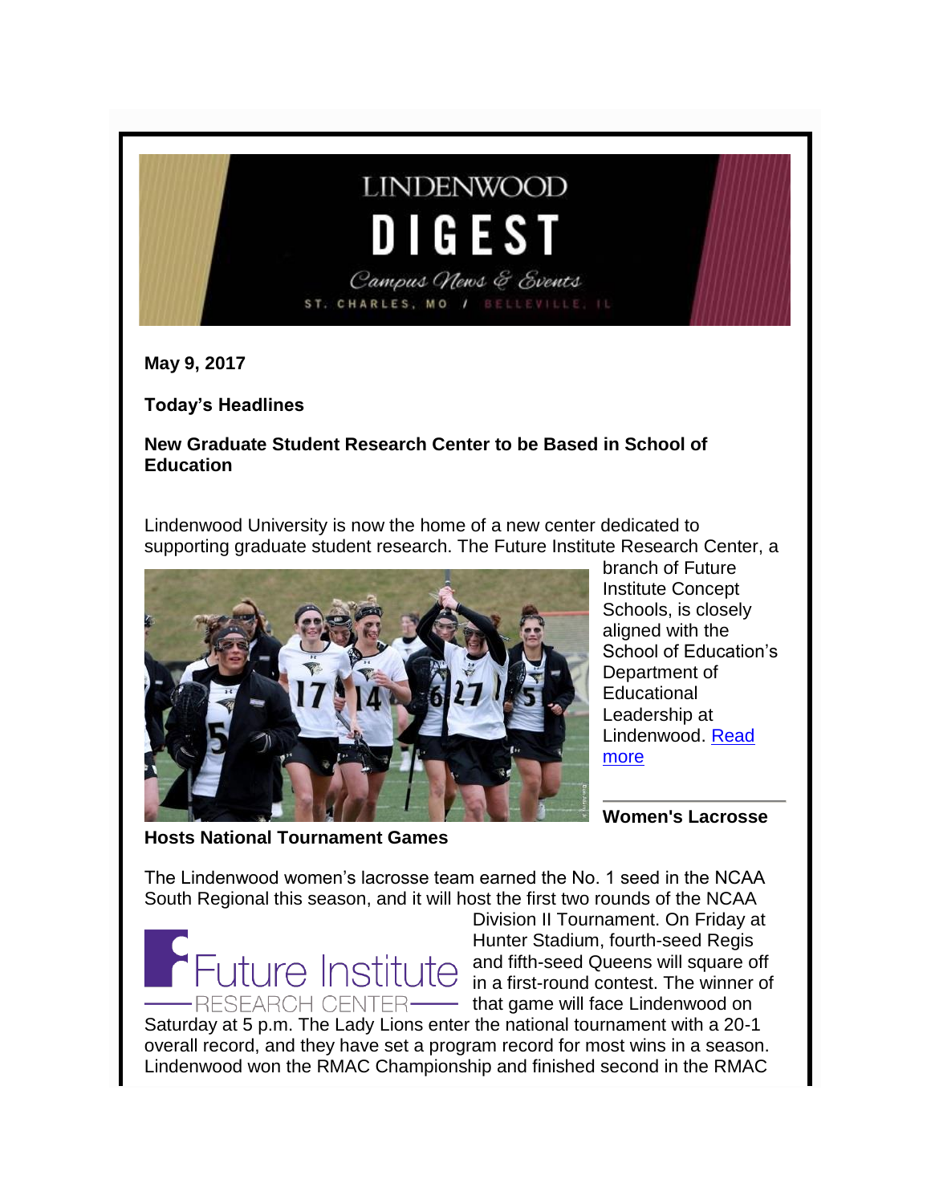LINDENWOOD

DIGEST

*Campus News & Events*

ST. CHARLES, MO / BELLEVILLE, IL

**May 9, 2017**

**Today's Headlines**

**New Graduate Student Research Center to be Based in School of Education**

Lindenwood University is now the home of a new center dedicated to supporting graduate student research. The Future Institute Research Center, a branch of Future Institute Concept Schools, is closely aligned with the School of Education's Department of Educational Leadership at Lindenwood. [Read more]

**Women's Lacrosse Hosts National Tournament Games**

The Lindenwood women's lacrosse team earned the No. 1 seed in the NCAA South Regional this season, and it will host the first two rounds of the NCAA Division II Tournament. On Friday at Hunter Stadium, fourth-seed Regis and fifth-seed Queens will square off in a first-round contest. The winner of that game will face Lindenwood on Saturday at 5 p.m. The Lady Lions enter the national tournament with a 20-1 overall record, and they have set a program record for most wins in a season. Lindenwood won the RMAC Championship and finished second in the RMAC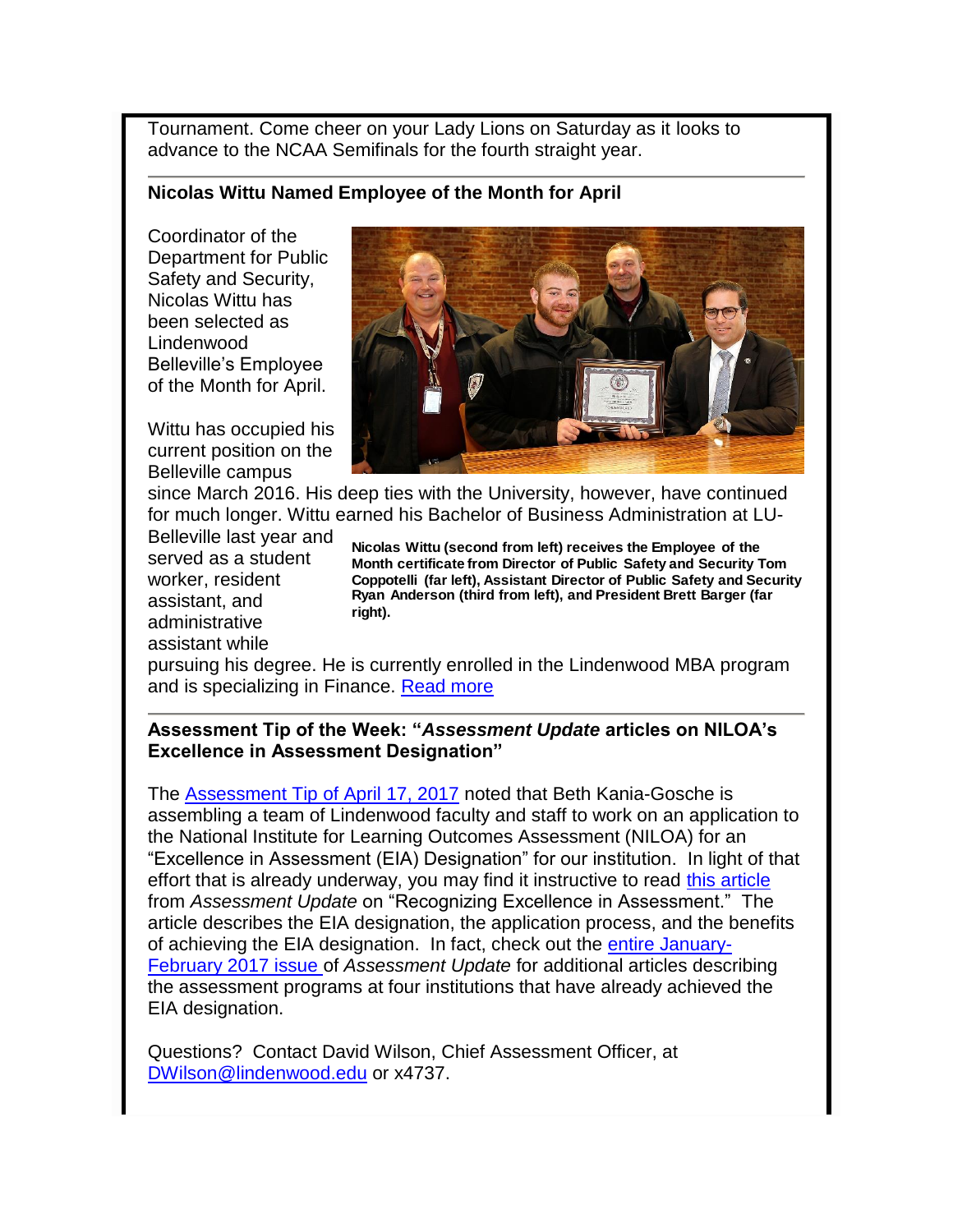Tournament. Come cheer on your Lady Lions on Saturday as it looks to advance to the NCAA Semifinals for the fourth straight year.

---

**Nicolas Wittu Named Employee of the Month for April**

Coordinator of the Department for Public Safety and Security, Nicolas Wittu has been selected as Lindenwood Belleville's Employee of the Month for April.

**Nicolas Wittu (second from left) receives the Employee of the Month certificate from Director of Public Safety and Security Tom Coppotelli (far left), Assistant Director of Public Safety and Security Ryan Anderson (third from left), and President Brett Barger (far right).**

Wittu has occupied his current position on the Belleville campus since March 2016. His deep ties with the University, however, have continued for much longer. Wittu earned his Bachelor of Business Administration at LU-Belleville last year and served as a student worker, resident assistant, and administrative assistant while pursuing his degree. He is currently enrolled in the Lindenwood MBA program and is specializing in Finance. [Read more]

---

**Assessment Tip of the Week: "*Assessment Update* articles on NILOA's Excellence in Assessment Designation"**

The [Assessment Tip of April 17, 2017] noted that Beth Kania-Gosche is assembling a team of Lindenwood faculty and staff to work on an application to the National Institute for Learning Outcomes Assessment (NILOA) for an "Excellence in Assessment (EIA) Designation" for our institution. In light of that effort that is already underway, you may find it instructive to read [this article] from *Assessment Update* on "Recognizing Excellence in Assessment." The article describes the EIA designation, the application process, and the benefits of achieving the EIA designation. In fact, check out the [entire January-February 2017 issue] of *Assessment Update* for additional articles describing the assessment programs at four institutions that have already achieved the EIA designation.

Questions? Contact David Wilson, Chief Assessment Officer, at DWilson@lindenwood.edu or x4737.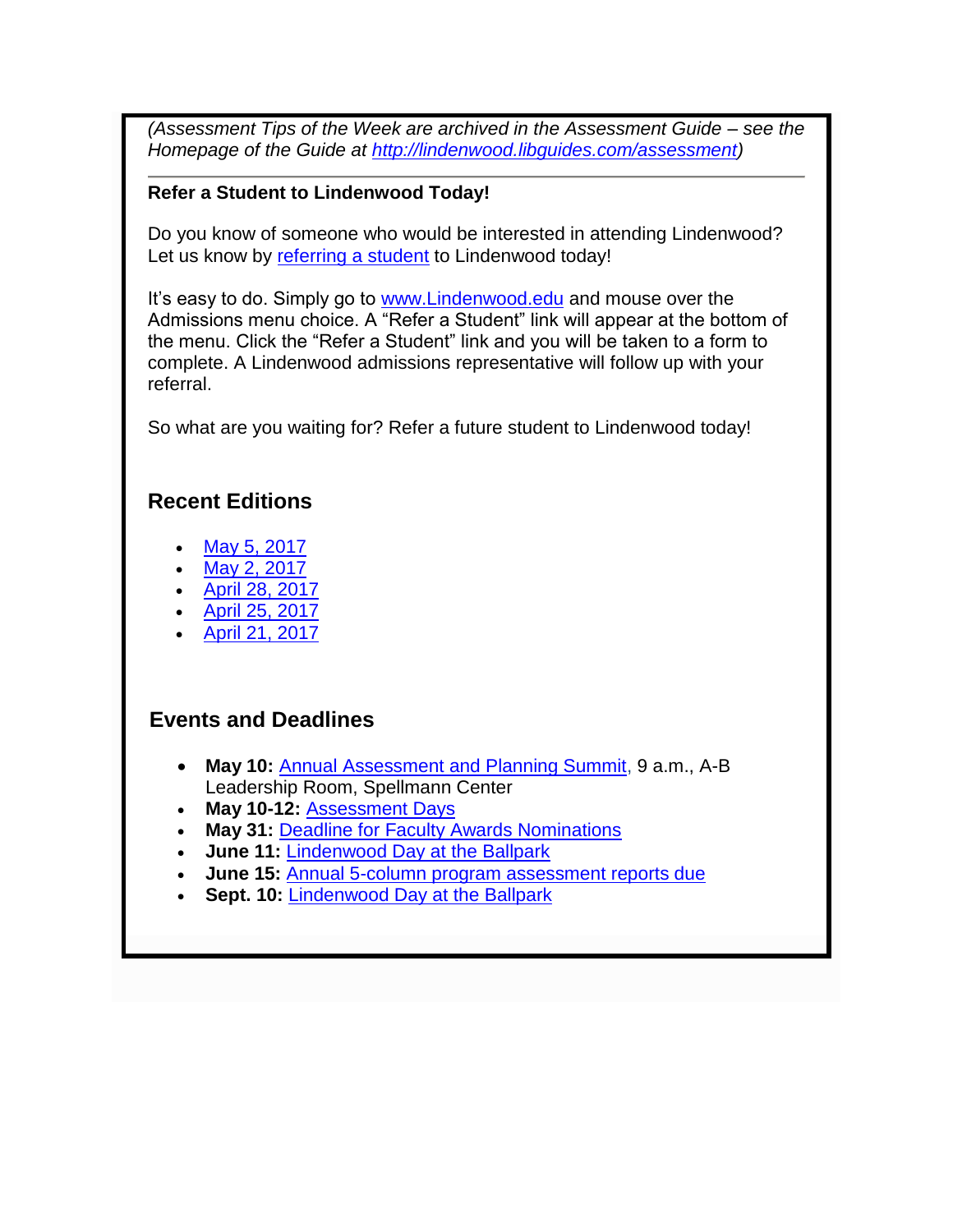*(Assessment Tips of the Week are archived in the Assessment Guide – see the Homepage of the Guide at [http://lindenwood.libguides.com/assessment](http://lindenwood.libguides.com/assessment))*

---

**Refer a Student to Lindenwood Today!**

Do you know of someone who would be interested in attending Lindenwood? Let us know by referring a student to Lindenwood today!

It's easy to do. Simply go to www.Lindenwood.edu and mouse over the Admissions menu choice. A "Refer a Student" link will appear at the bottom of the menu. Click the "Refer a Student" link and you will be taken to a form to complete. A Lindenwood admissions representative will follow up with your referral.

So what are you waiting for? Refer a future student to Lindenwood today!

## Recent Editions

- May 5, 2017
- May 2, 2017
- April 28, 2017
- April 25, 2017
- April 21, 2017

## Events and Deadlines

- **May 10:** Annual Assessment and Planning Summit, 9 a.m., A-B Leadership Room, Spellmann Center
- **May 10-12:** Assessment Days
- **May 31:** Deadline for Faculty Awards Nominations
- **June 11:** Lindenwood Day at the Ballpark
- **June 15:** Annual 5-column program assessment reports due
- **Sept. 10:** Lindenwood Day at the Ballpark